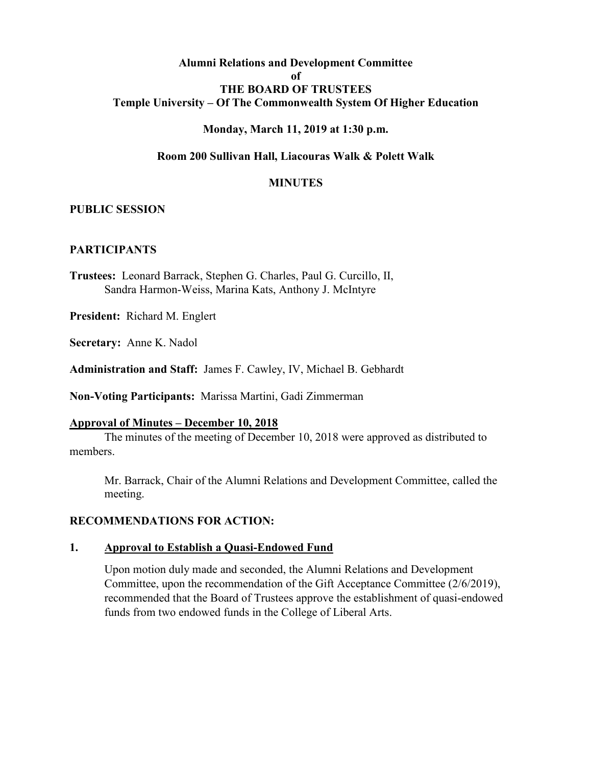**Alumni Relations and Development Committee**
**of**
**THE BOARD OF TRUSTEES**
**Temple University – Of The Commonwealth System Of Higher Education**

**Monday, March 11, 2019 at 1:30 p.m.**

**Room 200 Sullivan Hall, Liacouras Walk & Polett Walk**

**MINUTES**

**PUBLIC SESSION**

**PARTICIPANTS**

**Trustees:** Leonard Barrack, Stephen G. Charles, Paul G. Curcillo, II, Sandra Harmon-Weiss, Marina Kats, Anthony J. McIntyre

**President:** Richard M. Englert

**Secretary:** Anne K. Nadol

**Administration and Staff:** James F. Cawley, IV, Michael B. Gebhardt

**Non-Voting Participants:** Marissa Martini, Gadi Zimmerman

**Approval of Minutes – December 10, 2018**

The minutes of the meeting of December 10, 2018 were approved as distributed to members.

Mr. Barrack, Chair of the Alumni Relations and Development Committee, called the meeting.

**RECOMMENDATIONS FOR ACTION:**

**1. Approval to Establish a Quasi-Endowed Fund**

Upon motion duly made and seconded, the Alumni Relations and Development Committee, upon the recommendation of the Gift Acceptance Committee (2/6/2019), recommended that the Board of Trustees approve the establishment of quasi-endowed funds from two endowed funds in the College of Liberal Arts.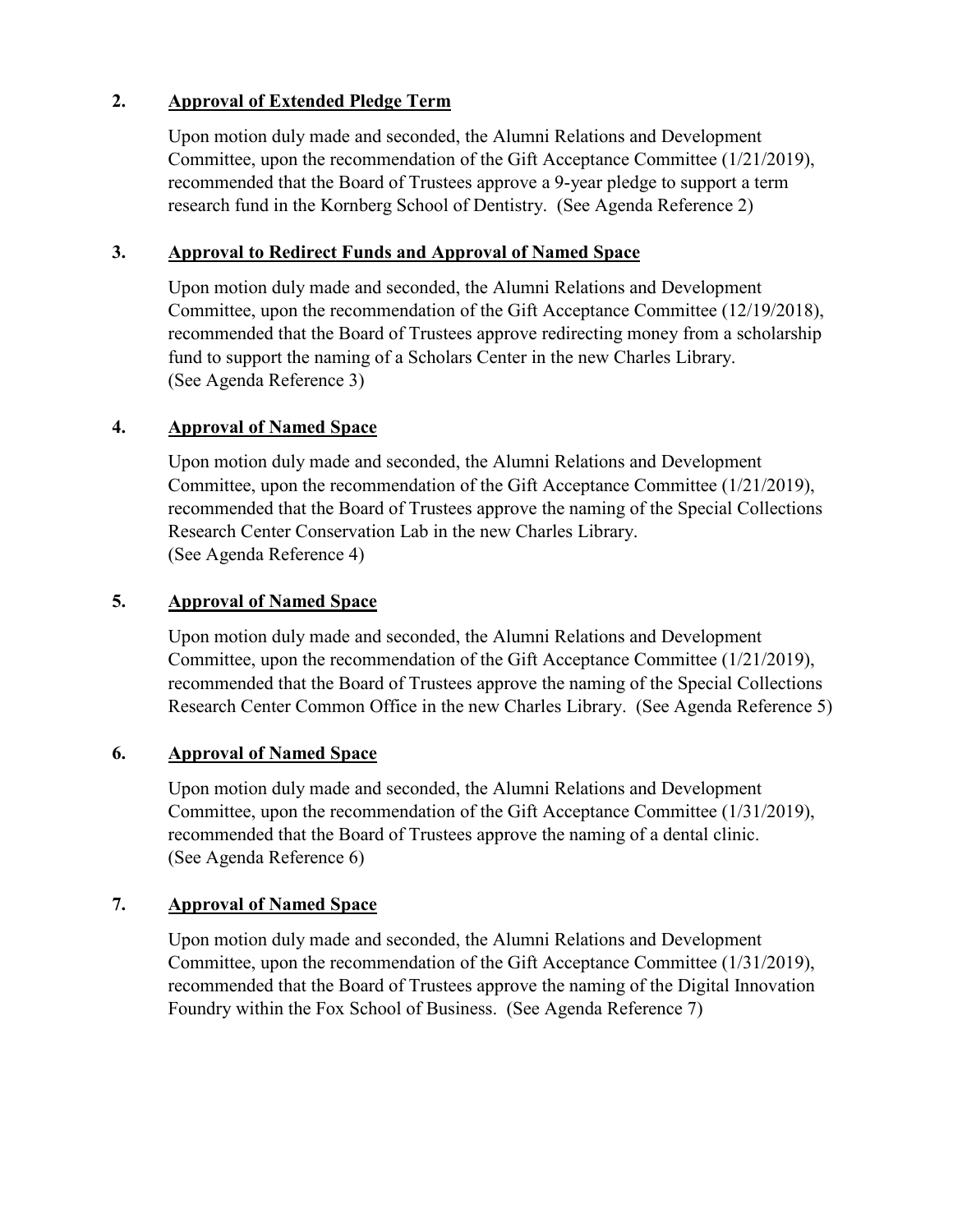**2. Approval of Extended Pledge Term**

Upon motion duly made and seconded, the Alumni Relations and Development Committee, upon the recommendation of the Gift Acceptance Committee (1/21/2019), recommended that the Board of Trustees approve a 9-year pledge to support a term research fund in the Kornberg School of Dentistry. (See Agenda Reference 2)

**3. Approval to Redirect Funds and Approval of Named Space**

Upon motion duly made and seconded, the Alumni Relations and Development Committee, upon the recommendation of the Gift Acceptance Committee (12/19/2018), recommended that the Board of Trustees approve redirecting money from a scholarship fund to support the naming of a Scholars Center in the new Charles Library. (See Agenda Reference 3)

**4. Approval of Named Space**

Upon motion duly made and seconded, the Alumni Relations and Development Committee, upon the recommendation of the Gift Acceptance Committee (1/21/2019), recommended that the Board of Trustees approve the naming of the Special Collections Research Center Conservation Lab in the new Charles Library. (See Agenda Reference 4)

**5. Approval of Named Space**

Upon motion duly made and seconded, the Alumni Relations and Development Committee, upon the recommendation of the Gift Acceptance Committee (1/21/2019), recommended that the Board of Trustees approve the naming of the Special Collections Research Center Common Office in the new Charles Library. (See Agenda Reference 5)

**6. Approval of Named Space**

Upon motion duly made and seconded, the Alumni Relations and Development Committee, upon the recommendation of the Gift Acceptance Committee (1/31/2019), recommended that the Board of Trustees approve the naming of a dental clinic. (See Agenda Reference 6)

**7. Approval of Named Space**

Upon motion duly made and seconded, the Alumni Relations and Development Committee, upon the recommendation of the Gift Acceptance Committee (1/31/2019), recommended that the Board of Trustees approve the naming of the Digital Innovation Foundry within the Fox School of Business. (See Agenda Reference 7)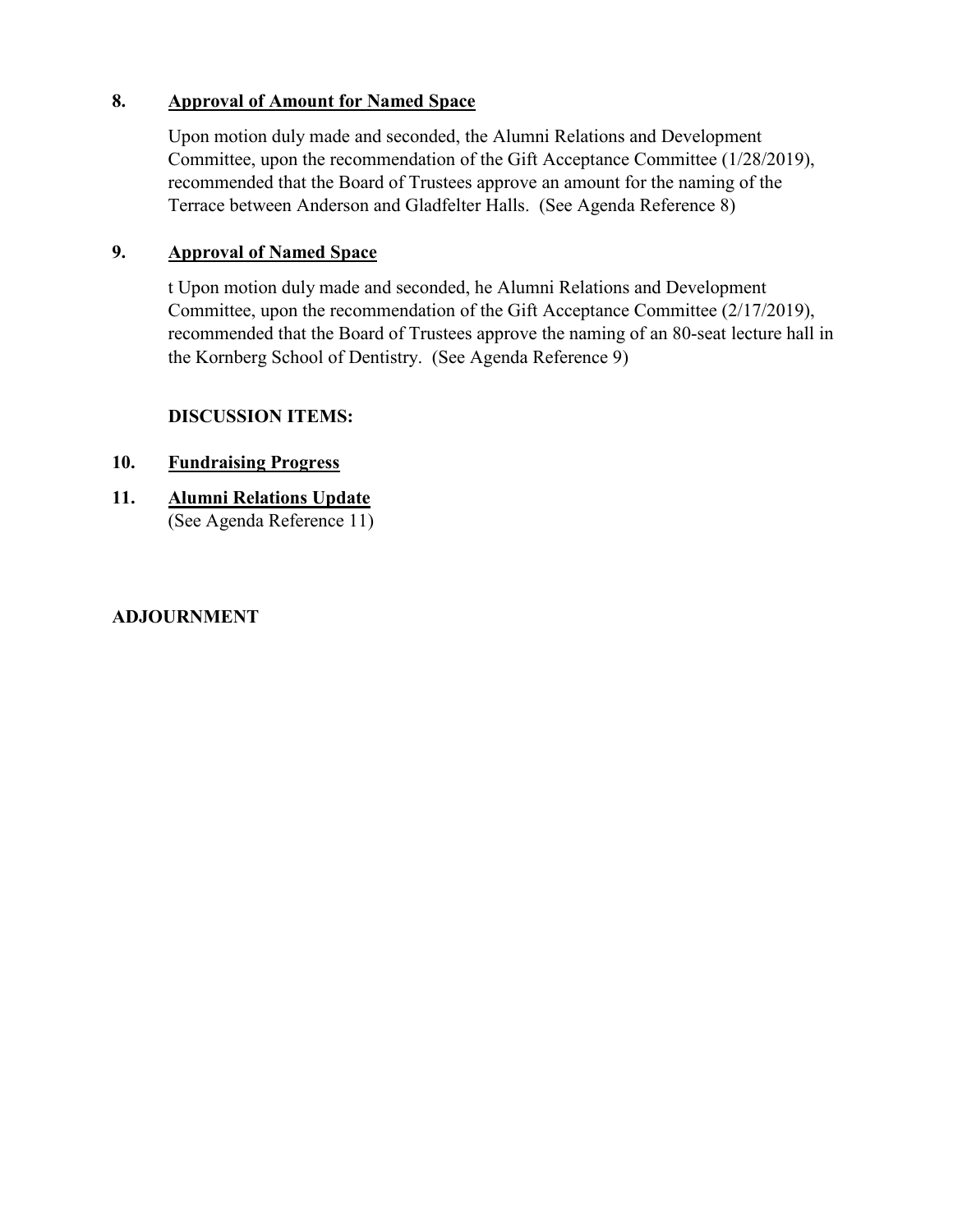**8. Approval of Amount for Named Space**

Upon motion duly made and seconded, the Alumni Relations and Development Committee, upon the recommendation of the Gift Acceptance Committee (1/28/2019), recommended that the Board of Trustees approve an amount for the naming of the Terrace between Anderson and Gladfelter Halls. (See Agenda Reference 8)

**9. Approval of Named Space**

t Upon motion duly made and seconded, he Alumni Relations and Development Committee, upon the recommendation of the Gift Acceptance Committee (2/17/2019), recommended that the Board of Trustees approve the naming of an 80-seat lecture hall in the Kornberg School of Dentistry. (See Agenda Reference 9)

**DISCUSSION ITEMS:**

**10. Fundraising Progress**

**11. Alumni Relations Update**
(See Agenda Reference 11)

**ADJOURNMENT**